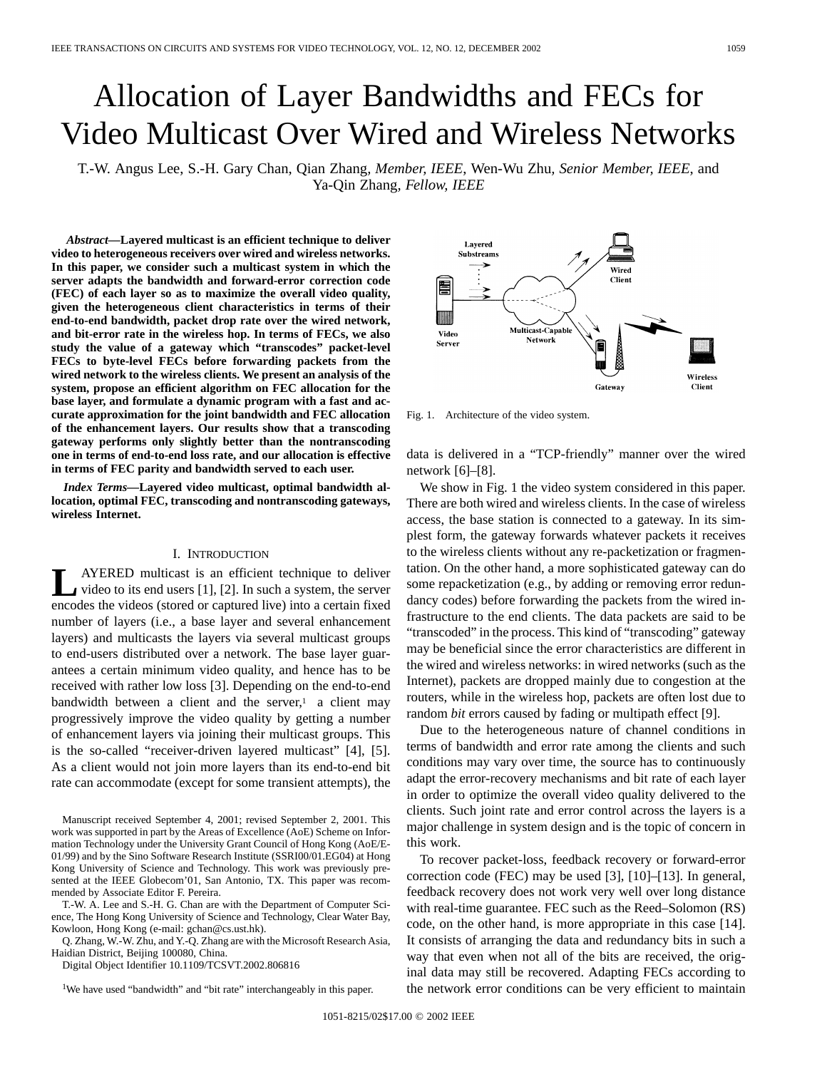# Allocation of Layer Bandwidths and FECs for Video Multicast Over Wired and Wireless Networks

T.-W. Angus Lee, S.-H. Gary Chan, Qian Zhang, *Member, IEEE*, Wen-Wu Zhu, *Senior Member, IEEE*, and Ya-Qin Zhang, *Fellow, IEEE*

***Abstract*—Layered multicast is an efficient technique to deliver video to heterogeneous receivers over wired and wireless networks. In this paper, we consider such a multicast system in which the server adapts the bandwidth and forward-error correction code (FEC) of each layer so as to maximize the overall video quality, given the heterogeneous client characteristics in terms of their end-to-end bandwidth, packet drop rate over the wired network, and bit-error rate in the wireless hop. In terms of FECs, we also study the value of a gateway which "transcodes" packet-level FECs to byte-level FECs before forwarding packets from the wired network to the wireless clients. We present an analysis of the system, propose an efficient algorithm on FEC allocation for the base layer, and formulate a dynamic program with a fast and accurate approximation for the joint bandwidth and FEC allocation of the enhancement layers. Our results show that a transcoding gateway performs only slightly better than the nontranscoding one in terms of end-to-end loss rate, and our allocation is effective in terms of FEC parity and bandwidth served to each user.**

***Index Terms*—Layered video multicast, optimal bandwidth allocation, optimal FEC, transcoding and nontranscoding gateways, wireless Internet.**

## I. Introduction

LAYERED multicast is an efficient technique to deliver video to its end users [1], [2]. In such a system, the server encodes the videos (stored or captured live) into a certain fixed number of layers (i.e., a base layer and several enhancement layers) and multicasts the layers via several multicast groups to end-users distributed over a network. The base layer guarantees a certain minimum video quality, and hence has to be received with rather low loss [3]. Depending on the end-to-end bandwidth between a client and the server,[1] a client may progressively improve the video quality by getting a number of enhancement layers via joining their multicast groups. This is the so-called "receiver-driven layered multicast" [4], [5]. As a client would not join more layers than its end-to-end bit rate can accommodate (except for some transient attempts), the data is delivered in a "TCP-friendly" manner over the wired network [6]–[8].

Fig. 1. Architecture of the video system.

We show in Fig. 1 the video system considered in this paper. There are both wired and wireless clients. In the case of wireless access, the base station is connected to a gateway. In its simplest form, the gateway forwards whatever packets it receives to the wireless clients without any re-packetization or fragmentation. On the other hand, a more sophisticated gateway can do some repacketization (e.g., by adding or removing error redundancy codes) before forwarding the packets from the wired infrastructure to the end clients. The data packets are said to be "transcoded" in the process. This kind of "transcoding" gateway may be beneficial since the error characteristics are different in the wired and wireless networks: in wired networks (such as the Internet), packets are dropped mainly due to congestion at the routers, while in the wireless hop, packets are often lost due to random *bit* errors caused by fading or multipath effect [9].

Due to the heterogeneous nature of channel conditions in terms of bandwidth and error rate among the clients and such conditions may vary over time, the source has to continuously adapt the error-recovery mechanisms and bit rate of each layer in order to optimize the overall video quality delivered to the clients. Such joint rate and error control across the layers is a major challenge in system design and is the topic of concern in this work.

To recover packet-loss, feedback recovery or forward-error correction code (FEC) may be used [3], [10]–[13]. In general, feedback recovery does not work very well over long distance with real-time guarantee. FEC such as the Reed–Solomon (RS) code, on the other hand, is more appropriate in this case [14]. It consists of arranging the data and redundancy bits in such a way that even when not all of the bits are received, the original data may still be recovered. Adapting FECs according to the network error conditions can be very efficient to maintain

Manuscript received September 4, 2001; revised September 2, 2001. This work was supported in part by the Areas of Excellence (AoE) Scheme on Information Technology under the University Grant Council of Hong Kong (AoE/E-01/99) and by the Sino Software Research Institute (SSRI00/01.EG04) at Hong Kong University of Science and Technology. This work was previously presented at the IEEE Globecom'01, San Antonio, TX. This paper was recommended by Associate Editor F. Pereira.

T.-W. A. Lee and S.-H. G. Chan are with the Department of Computer Science, The Hong Kong University of Science and Technology, Clear Water Bay, Kowloon, Hong Kong (e-mail: gchan@cs.ust.hk).

Q. Zhang, W.-W. Zhu, and Y.-Q. Zhang are with the Microsoft Research Asia, Haidian District, Beijing 100080, China.

Digital Object Identifier 10.1109/TCSVT.2002.806816

[1]We have used "bandwidth" and "bit rate" interchangeably in this paper.

1051-8215/02$17.00 © 2002 IEEE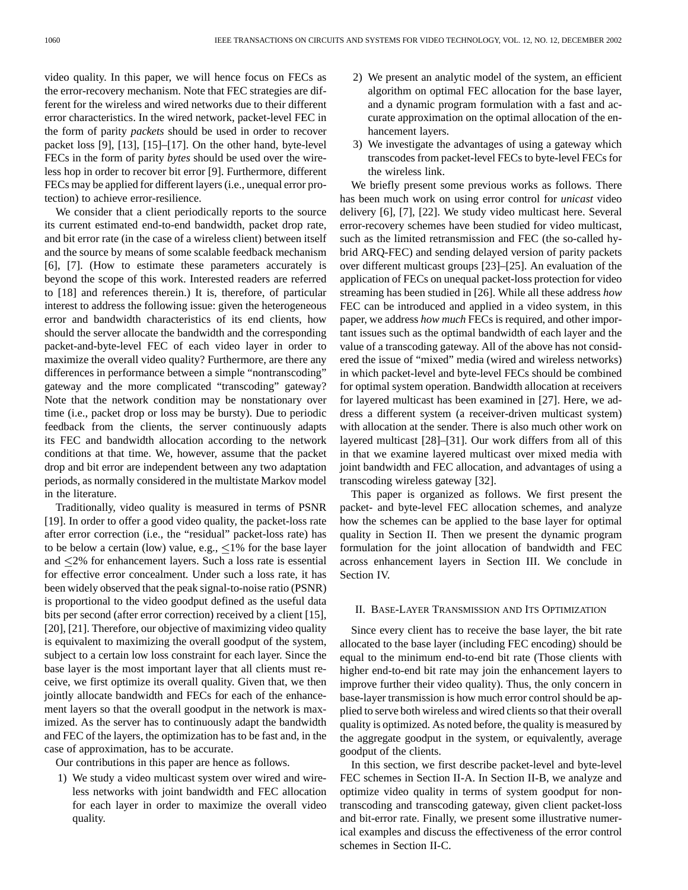video quality. In this paper, we will hence focus on FECs as the error-recovery mechanism. Note that FEC strategies are different for the wireless and wired networks due to their different error characteristics. In the wired network, packet-level FEC in the form of parity *packets* should be used in order to recover packet loss [9], [13], [15]–[17]. On the other hand, byte-level FECs in the form of parity *bytes* should be used over the wireless hop in order to recover bit error [9]. Furthermore, different FECs may be applied for different layers (i.e., unequal error protection) to achieve error-resilience.

We consider that a client periodically reports to the source its current estimated end-to-end bandwidth, packet drop rate, and bit error rate (in the case of a wireless client) between itself and the source by means of some scalable feedback mechanism [6], [7]. (How to estimate these parameters accurately is beyond the scope of this work. Interested readers are referred to [18] and references therein.) It is, therefore, of particular interest to address the following issue: given the heterogeneous error and bandwidth characteristics of its end clients, how should the server allocate the bandwidth and the corresponding packet-and-byte-level FEC of each video layer in order to maximize the overall video quality? Furthermore, are there any differences in performance between a simple "nontranscoding" gateway and the more complicated "transcoding" gateway? Note that the network condition may be nonstationary over time (i.e., packet drop or loss may be bursty). Due to periodic feedback from the clients, the server continuously adapts its FEC and bandwidth allocation according to the network conditions at that time. We, however, assume that the packet drop and bit error are independent between any two adaptation periods, as normally considered in the multistate Markov model in the literature.

Traditionally, video quality is measured in terms of PSNR [19]. In order to offer a good video quality, the packet-loss rate after error correction (i.e., the "residual" packet-loss rate) has to be below a certain (low) value, e.g., $\leq 1\%$ for the base layer and $\leq 2\%$ for enhancement layers. Such a loss rate is essential for effective error concealment. Under such a loss rate, it has been widely observed that the peak signal-to-noise ratio (PSNR) is proportional to the video goodput defined as the useful data bits per second (after error correction) received by a client [15], [20], [21]. Therefore, our objective of maximizing video quality is equivalent to maximizing the overall goodput of the system, subject to a certain low loss constraint for each layer. Since the base layer is the most important layer that all clients must receive, we first optimize its overall quality. Given that, we then jointly allocate bandwidth and FECs for each of the enhancement layers so that the overall goodput in the network is maximized. As the server has to continuously adapt the bandwidth and FEC of the layers, the optimization has to be fast and, in the case of approximation, has to be accurate.

Our contributions in this paper are hence as follows.

1) We study a video multicast system over wired and wireless networks with joint bandwidth and FEC allocation for each layer in order to maximize the overall video quality.
2) We present an analytic model of the system, an efficient algorithm on optimal FEC allocation for the base layer, and a dynamic program formulation with a fast and accurate approximation on the optimal allocation of the enhancement layers.
3) We investigate the advantages of using a gateway which transcodes from packet-level FECs to byte-level FECs for the wireless link.

We briefly present some previous works as follows. There has been much work on using error control for *unicast* video delivery [6], [7], [22]. We study video multicast here. Several error-recovery schemes have been studied for video multicast, such as the limited retransmission and FEC (the so-called hybrid ARQ-FEC) and sending delayed version of parity packets over different multicast groups [23]–[25]. An evaluation of the application of FECs on unequal packet-loss protection for video streaming has been studied in [26]. While all these address *how* FEC can be introduced and applied in a video system, in this paper, we address *how much* FECs is required, and other important issues such as the optimal bandwidth of each layer and the value of a transcoding gateway. All of the above has not considered the issue of "mixed" media (wired and wireless networks) in which packet-level and byte-level FECs should be combined for optimal system operation. Bandwidth allocation at receivers for layered multicast has been examined in [27]. Here, we address a different system (a receiver-driven multicast system) with allocation at the sender. There is also much other work on layered multicast [28]–[31]. Our work differs from all of this in that we examine layered multicast over mixed media with joint bandwidth and FEC allocation, and advantages of using a transcoding wireless gateway [32].

This paper is organized as follows. We first present the packet- and byte-level FEC allocation schemes, and analyze how the schemes can be applied to the base layer for optimal quality in Section II. Then we present the dynamic program formulation for the joint allocation of bandwidth and FEC across enhancement layers in Section III. We conclude in Section IV.

## II. Base-Layer Transmission and Its Optimization

Since every client has to receive the base layer, the bit rate allocated to the base layer (including FEC encoding) should be equal to the minimum end-to-end bit rate (Those clients with higher end-to-end bit rate may join the enhancement layers to improve further their video quality). Thus, the only concern in base-layer transmission is how much error control should be applied to serve both wireless and wired clients so that their overall quality is optimized. As noted before, the quality is measured by the aggregate goodput in the system, or equivalently, average goodput of the clients.

In this section, we first describe packet-level and byte-level FEC schemes in Section II-A. In Section II-B, we analyze and optimize video quality in terms of system goodput for non-transcoding and transcoding gateway, given client packet-loss and bit-error rate. Finally, we present some illustrative numerical examples and discuss the effectiveness of the error control schemes in Section II-C.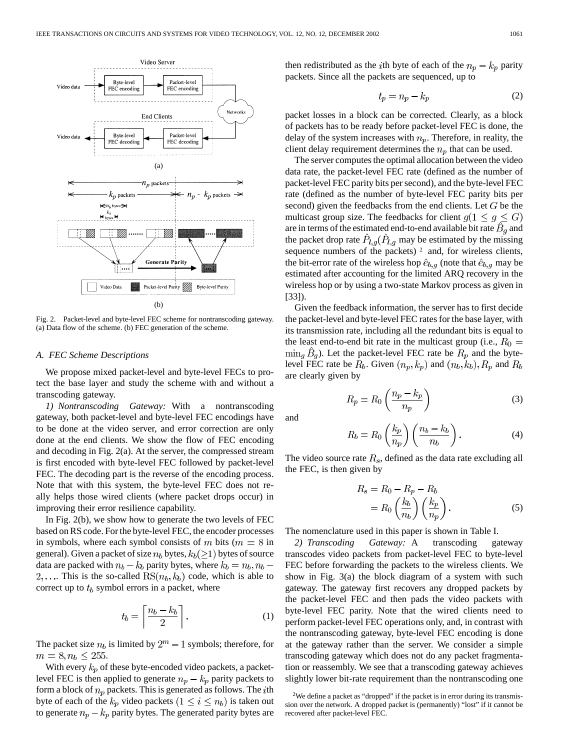Fig. 2. Packet-level and byte-level FEC scheme for nontranscoding gateway. (a) Data flow of the scheme. (b) FEC generation of the scheme.

### A. FEC Scheme Descriptions

We propose mixed packet-level and byte-level FECs to protect the base layer and study the scheme with and without a transcoding gateway.

*1) Nontranscoding Gateway:* With a nontranscoding gateway, both packet-level and byte-level FEC encodings have to be done at the video server, and error correction are only done at the end clients. We show the flow of FEC encoding and decoding in Fig. 2(a). At the server, the compressed stream is first encoded with byte-level FEC followed by packet-level FEC. The decoding part is the reverse of the encoding process. Note that with this system, the byte-level FEC does not really helps those wired clients (where packet drops occur) in improving their error resilience capability.

In Fig. 2(b), we show how to generate the two levels of FEC based on RS code. For the byte-level FEC, the encoder processes in symbols, where each symbol consists of $m$ bits ($m = 8$ in general). Given a packet of size $n_b$ bytes, $k_b (\geq 1)$ bytes of source data are packed with $n_b - k_b$ parity bytes, where $k_b = n_b, n_b - 2, \ldots$. This is the so-called $\mathrm{RS}(n_b, k_b)$ code, which is able to correct up to $t_b$ symbol errors in a packet, where

$$t_b = \left\lceil \frac{n_b - k_b}{2} \right\rceil. \tag{1}$$

The packet size $n_b$ is limited by $2^m - 1$ symbols; therefore, for $m = 8, n_b \leq 255$.

With every $k_p$ of these byte-encoded video packets, a packet-level FEC is then applied to generate $n_p - k_p$ parity packets to form a block of $n_p$ packets. This is generated as follows. The $i$th byte of each of the $k_p$ video packets $(1 \leq i \leq n_b)$ is taken out to generate $n_p - k_p$ parity bytes. The generated parity bytes are then redistributed as the $i$th byte of each of the $n_p - k_p$ parity packets. Since all the packets are sequenced, up to

$$t_p = n_p - k_p \tag{2}$$

packet losses in a block can be corrected. Clearly, as a block of packets has to be ready before packet-level FEC is done, the delay of the system increases with $n_p$. Therefore, in reality, the client delay requirement determines the $n_p$ that can be used.

The server computes the optimal allocation between the video data rate, the packet-level FEC rate (defined as the number of packet-level FEC parity bits per second), and the byte-level FEC rate (defined as the number of byte-level FEC parity bits per second) given the feedbacks from the end clients. Let $G$ be the multicast group size. The feedbacks for client $g (1 \leq g \leq G)$ are in terms of the estimated end-to-end available bit rate $\hat{B}_g$ and the packet drop rate $\hat{P}_{l,g}$ ($\hat{P}_{l,g}$ may be estimated by the missing sequence numbers of the packets) [2] and, for wireless clients, the bit-error rate of the wireless hop $\hat{e}_{b,g}$ (note that $\hat{e}_{b,g}$ may be estimated after accounting for the limited ARQ recovery in the wireless hop or by using a two-state Markov process as given in [33]).

Given the feedback information, the server has to first decide the packet-level and byte-level FEC rates for the base layer, with its transmission rate, including all the redundant bits is equal to the least end-to-end bit rate in the multicast group (i.e., $R_0 = \min_g \hat{B}_g$). Let the packet-level FEC rate be $R_p$ and the byte-level FEC rate be $R_b$. Given $(n_p, k_p)$ and $(n_b, k_b)$, $R_p$ and $R_b$ are clearly given by

$$R_p = R_0 \left( \frac{n_p - k_p}{n_p} \right) \tag{3}$$

and

$$R_b = R_0 \left( \frac{k_p}{n_p} \right) \left( \frac{n_b - k_b}{n_b} \right). \tag{4}$$

The video source rate $R_s$, defined as the data rate excluding all the FEC, is then given by

$$\begin{aligned} R_s &= R_0 - R_p - R_b \\ &= R_0 \left( \frac{k_b}{n_b} \right) \left( \frac{k_p}{n_p} \right). \end{aligned} \tag{5}$$

The nomenclature used in this paper is shown in Table I.

*2) Transcoding Gateway:* A transcoding gateway transcodes video packets from packet-level FEC to byte-level FEC before forwarding the packets to the wireless clients. We show in Fig. 3(a) the block diagram of a system with such gateway. The gateway first recovers any dropped packets by the packet-level FEC and then pads the video packets with byte-level FEC parity. Note that the wired clients need to perform packet-level FEC operations only, and, in contrast with the nontranscoding gateway, byte-level FEC encoding is done at the gateway rather than the server. We consider a simple transcoding gateway which does not do any packet fragmentation or reassembly. We see that a transcoding gateway achieves slightly lower bit-rate requirement than the nontranscoding one

[2] We define a packet as "dropped" if the packet is in error during its transmission over the network. A dropped packet is (permanently) "lost" if it cannot be recovered after packet-level FEC.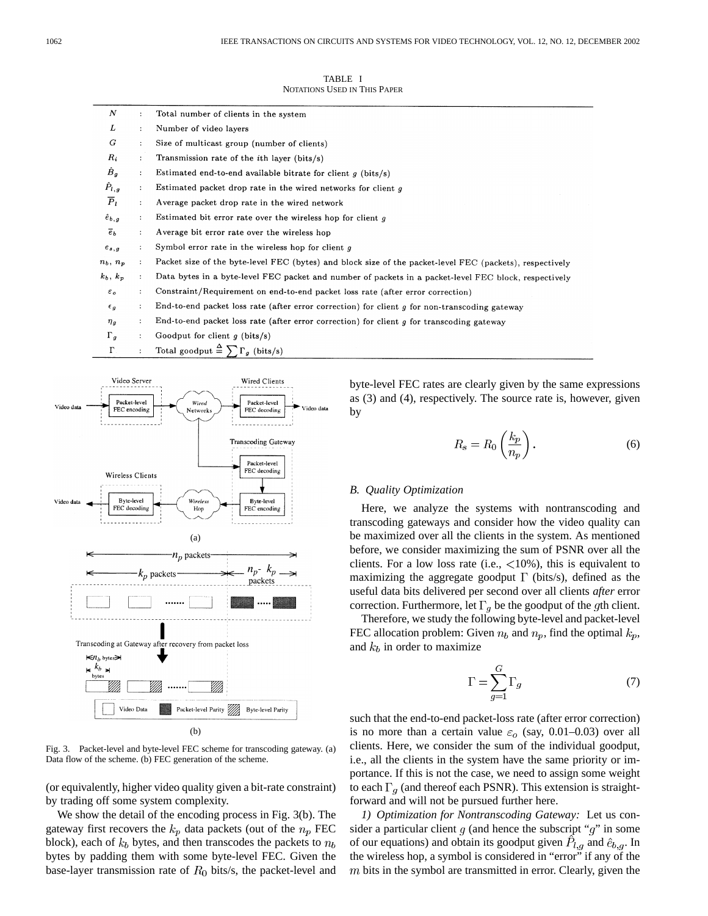TABLE I
NOTATIONS USED IN THIS PAPER

| | | |
|---|---|---|
| $N$ | : | Total number of clients in the system |
| $L$ | : | Number of video layers |
| $G$ | : | Size of multicast group (number of clients) |
| $R_i$ | : | Transmission rate of the $i$th layer (bits/s) |
| $\hat{B}_g$ | : | Estimated end-to-end available bitrate for client $g$ (bits/s) |
| $\hat{P}_{l,g}$ | : | Estimated packet drop rate in the wired networks for client $g$ |
| $\overline{P}_l$ | : | Average packet drop rate in the wired network |
| $\hat{e}_{b,g}$ | : | Estimated bit error rate over the wireless hop for client $g$ |
| $\overline{e}_b$ | : | Average bit error rate over the wireless hop |
| $e_{s,g}$ | : | Symbol error rate in the wireless hop for client $g$ |
| $n_b$, $n_p$ | : | Packet size of the byte-level FEC (bytes) and block size of the packet-level FEC (packets), respectively |
| $k_b$, $k_p$ | : | Data bytes in a byte-level FEC packet and number of packets in a packet-level FEC block, respectively |
| $\varepsilon_o$ | : | Constraint/Requirement on end-to-end packet loss rate (after error correction) |
| $\epsilon_g$ | : | End-to-end packet loss rate (after error correction) for client $g$ for non-transcoding gateway |
| $\eta_g$ | : | End-to-end packet loss rate (after error correction) for client $g$ for transcoding gateway |
| $\Gamma_g$ | : | Goodput for client $g$ (bits/s) |
| $\Gamma$ | : | Total goodput $\triangleq \sum \Gamma_g$ (bits/s) |

Fig. 3. Packet-level and byte-level FEC scheme for transcoding gateway. (a) Data flow of the scheme. (b) FEC generation of the scheme.

(or equivalently, higher video quality given a bit-rate constraint) by trading off some system complexity.

We show the detail of the encoding process in Fig. 3(b). The gateway first recovers the $k_p$ data packets (out of the $n_p$ FEC block), each of $k_b$ bytes, and then transcodes the packets to $n_b$ bytes by padding them with some byte-level FEC. Given the base-layer transmission rate of $R_0$ bits/s, the packet-level and byte-level FEC rates are clearly given by the same expressions as (3) and (4), respectively. The source rate is, however, given by

$$R_s = R_0 \left(\frac{k_p}{n_p}\right). \tag{6}$$

### B. Quality Optimization

Here, we analyze the systems with nontranscoding and transcoding gateways and consider how the video quality can be maximized over all the clients in the system. As mentioned before, we consider maximizing the sum of PSNR over all the clients. For a low loss rate (i.e., $<$10%), this is equivalent to maximizing the aggregate goodput $\Gamma$ (bits/s), defined as the useful data bits delivered per second over all clients *after* error correction. Furthermore, let $\Gamma_g$ be the goodput of the $g$th client.

Therefore, we study the following byte-level and packet-level FEC allocation problem: Given $n_b$ and $n_p$, find the optimal $k_p$, and $k_b$ in order to maximize

$$\Gamma = \sum_{g=1}^{G} \Gamma_g \tag{7}$$

such that the end-to-end packet-loss rate (after error correction) is no more than a certain value $\varepsilon_o$ (say, 0.01–0.03) over all clients. Here, we consider the sum of the individual goodput, i.e., all the clients in the system have the same priority or importance. If this is not the case, we need to assign some weight to each $\Gamma_g$ (and thereof each PSNR). This extension is straightforward and will not be pursued further here.

*1) Optimization for Nontranscoding Gateway:* Let us consider a particular client $g$ (and hence the subscript "$g$" in some of our equations) and obtain its goodput given $\hat{P}_{l,g}$ and $\hat{e}_{b,g}$. In the wireless hop, a symbol is considered in "error" if any of the $m$ bits in the symbol are transmitted in error. Clearly, given the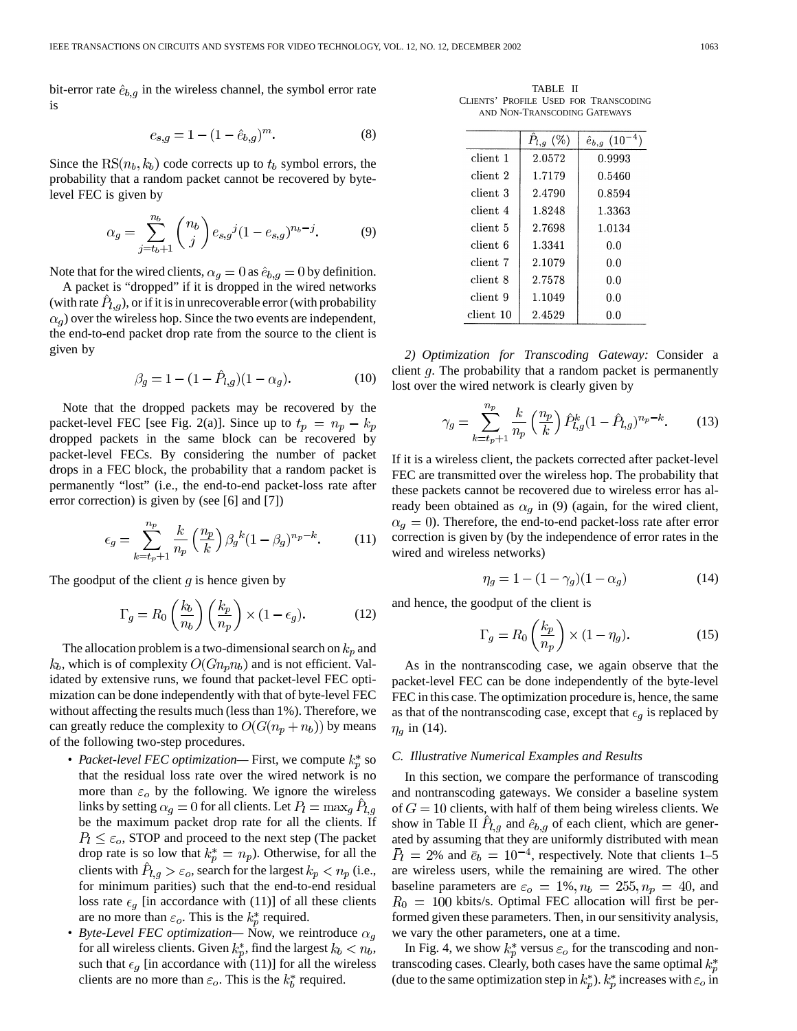bit-error rate $\hat{e}_{b,g}$ in the wireless channel, the symbol error rate is

$$e_{s,g} = 1 - (1 - \hat{e}_{b,g})^m. \tag{8}$$

Since the $\mathrm{RS}(n_b, k_b)$ code corrects up to $t_b$ symbol errors, the probability that a random packet cannot be recovered by byte-level FEC is given by

$$\alpha_g = \sum_{j=t_b+1}^{n_b} \binom{n_b}{j} e_{s,g}{}^j (1 - e_{s,g})^{n_b - j}. \tag{9}$$

Note that for the wired clients, $\alpha_g = 0$ as $\hat{e}_{b,g} = 0$ by definition.

A packet is "dropped" if it is dropped in the wired networks (with rate $\hat{P}_{l,g}$), or if it is in unrecoverable error (with probability $\alpha_g$) over the wireless hop. Since the two events are independent, the end-to-end packet drop rate from the source to the client is given by

$$\beta_g = 1 - (1 - \hat{P}_{l,g})(1 - \alpha_g). \tag{10}$$

Note that the dropped packets may be recovered by the packet-level FEC [see Fig. 2(a)]. Since up to $t_p = n_p - k_p$ dropped packets in the same block can be recovered by packet-level FECs. By considering the number of packet drops in a FEC block, the probability that a random packet is permanently "lost" (i.e., the end-to-end packet-loss rate after error correction) is given by (see [6] and [7])

$$\epsilon_g = \sum_{k=t_p+1}^{n_p} \frac{k}{n_p} \binom{n_p}{k} \beta_g{}^k (1 - \beta_g)^{n_p - k}. \tag{11}$$

The goodput of the client $g$ is hence given by

$$\Gamma_g = R_0 \left(\frac{k_b}{n_b}\right) \left(\frac{k_p}{n_p}\right) \times (1 - \epsilon_g). \tag{12}$$

The allocation problem is a two-dimensional search on $k_p$ and $k_b$, which is of complexity $O(Gn_p n_b)$ and is not efficient. Validated by extensive runs, we found that packet-level FEC optimization can be done independently with that of byte-level FEC without affecting the results much (less than 1%). Therefore, we can greatly reduce the complexity to $O(G(n_p + n_b))$ by means of the following two-step procedures.

- *Packet-level FEC optimization*— First, we compute $k_p^*$ so that the residual loss rate over the wired network is no more than $\varepsilon_o$ by the following. We ignore the wireless links by setting $\alpha_g = 0$ for all clients. Let $P_l = \max_g \hat{P}_{l,g}$ be the maximum packet drop rate for all the clients. If $P_l \le \varepsilon_o$, STOP and proceed to the next step (The packet drop rate is so low that $k_p^* = n_p$). Otherwise, for all the clients with $\hat{P}_{l,g} > \varepsilon_o$, search for the largest $k_p < n_p$ (i.e., for minimum parities) such that the end-to-end residual loss rate $\epsilon_g$ [in accordance with (11)] of all these clients are no more than $\varepsilon_o$. This is the $k_p^*$ required.
- *Byte-Level FEC optimization*— Now, we reintroduce $\alpha_g$ for all wireless clients. Given $k_p^*$, find the largest $k_b < n_b$, such that $\epsilon_g$ [in accordance with (11)] for all the wireless clients are no more than $\varepsilon_o$. This is the $k_b^*$ required.

TABLE II
CLIENTS' PROFILE USED FOR TRANSCODING AND NON-TRANSCODING GATEWAYS

| | $\hat{P}_{l,g}$ (%) | $\hat{e}_{b,g}$ ($10^{-4}$) |
|---|---|---|
| client 1 | 2.0572 | 0.9993 |
| client 2 | 1.7179 | 0.5460 |
| client 3 | 2.4790 | 0.8594 |
| client 4 | 1.8248 | 1.3363 |
| client 5 | 2.7698 | 1.0134 |
| client 6 | 1.3341 | 0.0 |
| client 7 | 2.1079 | 0.0 |
| client 8 | 2.7578 | 0.0 |
| client 9 | 1.1049 | 0.0 |
| client 10 | 2.4529 | 0.0 |

*2) Optimization for Transcoding Gateway:* Consider a client $g$. The probability that a random packet is permanently lost over the wired network is clearly given by

$$\gamma_g = \sum_{k=t_p+1}^{n_p} \frac{k}{n_p} \binom{n_p}{k} \hat{P}_{l,g}^k (1 - \hat{P}_{l,g})^{n_p - k}. \tag{13}$$

If it is a wireless client, the packets corrected after packet-level FEC are transmitted over the wireless hop. The probability that these packets cannot be recovered due to wireless error has already been obtained as $\alpha_g$ in (9) (again, for the wired client, $\alpha_g = 0$). Therefore, the end-to-end packet-loss rate after error correction is given by (by the independence of error rates in the wired and wireless networks)

$$\eta_g = 1 - (1 - \gamma_g)(1 - \alpha_g) \tag{14}$$

and hence, the goodput of the client is

$$\Gamma_g = R_0 \left(\frac{k_p}{n_p}\right) \times (1 - \eta_g). \tag{15}$$

As in the nontranscoding case, we again observe that the packet-level FEC can be done independently of the byte-level FEC in this case. The optimization procedure is, hence, the same as that of the nontranscoding case, except that $\epsilon_g$ is replaced by $\eta_g$ in (14).

### C. Illustrative Numerical Examples and Results

In this section, we compare the performance of transcoding and nontranscoding gateways. We consider a baseline system of $G = 10$ clients, with half of them being wireless clients. We show in Table II $\hat{P}_{l,g}$ and $\hat{e}_{b,g}$ of each client, which are generated by assuming that they are uniformly distributed with mean $\bar{P}_l = 2\%$ and $\bar{e}_b = 10^{-4}$, respectively. Note that clients 1–5 are wireless users, while the remaining are wired. The other baseline parameters are $\varepsilon_o = 1\%, n_b = 255, n_p = 40$, and $R_0 = 100$ kbits/s. Optimal FEC allocation will first be performed given these parameters. Then, in our sensitivity analysis, we vary the other parameters, one at a time.

In Fig. 4, we show $k_p^*$ versus $\varepsilon_o$ for the transcoding and nontranscoding cases. Clearly, both cases have the same optimal $k_p^*$ (due to the same optimization step in $k_p^*$). $k_p^*$ increases with $\varepsilon_o$ in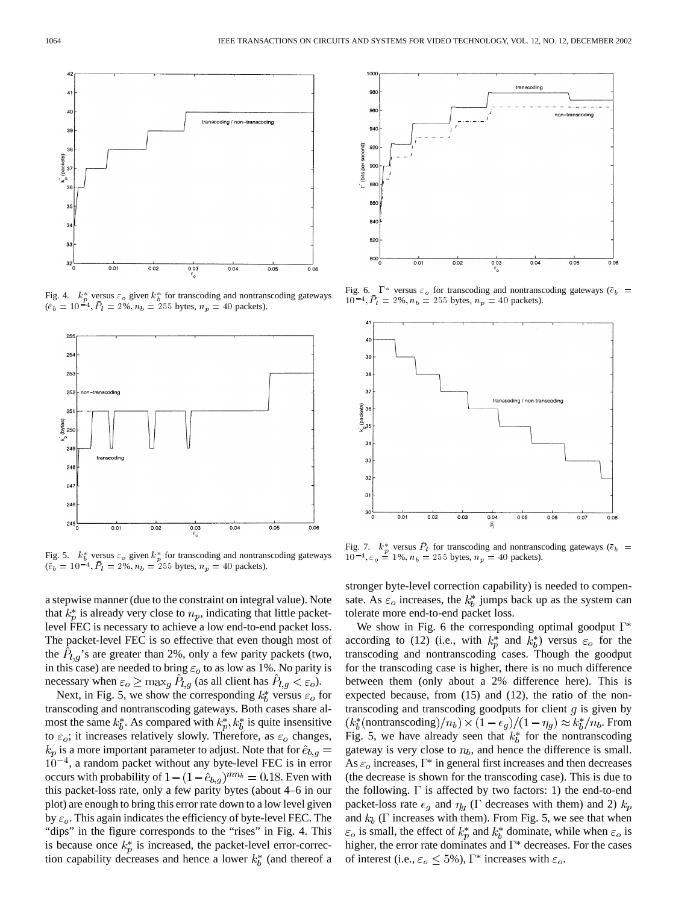Fig. 4. $k_p^*$ versus $\varepsilon_o$ given $k_b^*$ for transcoding and nontranscoding gateways ($\bar{e}_b = 10^{-4}, \bar{P}_l = 2\%, n_b = 255$ bytes, $n_p = 40$ packets).

Fig. 5. $k_b^*$ versus $\varepsilon_o$ given $k_p^*$ for transcoding and nontranscoding gateways ($\bar{e}_b = 10^{-4}, \bar{P}_l = 2\%, n_b = 255$ bytes, $n_p = 40$ packets).

Fig. 6. $\Gamma^*$ versus $\varepsilon_o$ for transcoding and nontranscoding gateways ($\bar{e}_b = 10^{-4}, \bar{P}_l = 2\%, n_b = 255$ bytes, $n_p = 40$ packets).

Fig. 7. $k_p^*$ versus $\bar{P}_l$ for transcoding and nontranscoding gateways ($\bar{e}_b = 10^{-4}, \varepsilon_o = 1\%, n_b = 255$ bytes, $n_p = 40$ packets).

a stepwise manner (due to the constraint on integral value). Note that $k_p^*$ is already very close to $n_p$, indicating that little packet-level FEC is necessary to achieve a low end-to-end packet loss. The packet-level FEC is so effective that even though most of the $\hat{P}_{l,g}$'s are greater than 2%, only a few parity packets (two, in this case) are needed to bring $\varepsilon_o$ to as low as 1%. No parity is necessary when $\varepsilon_o \geq \max_g \hat{P}_{l,g}$ (as all client has $\hat{P}_{l,g} < \varepsilon_o$).

Next, in Fig. 5, we show the corresponding $k_b^*$ versus $\varepsilon_o$ for transcoding and nontranscoding gateways. Both cases share almost the same $k_b^*$. As compared with $k_p^*, k_b^*$ is quite insensitive to $\varepsilon_o$; it increases relatively slowly. Therefore, as $\varepsilon_o$ changes, $k_p$ is a more important parameter to adjust. Note that for $\hat{e}_{b,g} = 10^{-4}$, a random packet without any byte-level FEC is in error occurs with probability of $1 - (1 - \hat{e}_{b,g})^{mn_b} = 0.18$. Even with this packet-loss rate, only a few parity bytes (about 4–6 in our plot) are enough to bring this error rate down to a low level given by $\varepsilon_o$. This again indicates the efficiency of byte-level FEC. The "dips" in the figure corresponds to the "rises" in Fig. 4. This is because once $k_p^*$ is increased, the packet-level error-correction capability decreases and hence a lower $k_b^*$ (and thereof a stronger byte-level correction capability) is needed to compensate. As $\varepsilon_o$ increases, the $k_b^*$ jumps back up as the system can tolerate more end-to-end packet loss.

We show in Fig. 6 the corresponding optimal goodput $\Gamma^*$ according to (12) (i.e., with $k_p^*$ and $k_b^*$) versus $\varepsilon_o$ for the transcoding and nontranscoding cases. Though the goodput for the transcoding case is higher, there is no much difference between them (only about a 2% difference here). This is expected because, from (15) and (12), the ratio of the nontranscoding and transcoding goodputs for client $g$ is given by $(k_b^*(\text{nontranscoding})/n_b) \times (1 - \epsilon_g)/(1 - \eta_g) \approx k_b^*/n_b$. From Fig. 5, we have already seen that $k_b^*$ for the nontranscoding gateway is very close to $n_b$, and hence the difference is small. As $\varepsilon_o$ increases, $\Gamma^*$ in general first increases and then decreases (the decrease is shown for the transcoding case). This is due to the following. $\Gamma$ is affected by two factors: 1) the end-to-end packet-loss rate $\epsilon_g$ and $\eta_g$ ($\Gamma$ decreases with them) and 2) $k_p$ and $k_b$ ($\Gamma$ increases with them). From Fig. 5, we see that when $\varepsilon_o$ is small, the effect of $k_p^*$ and $k_b^*$ dominate, while when $\varepsilon_o$ is higher, the error rate dominates and $\Gamma^*$ decreases. For the cases of interest (i.e., $\varepsilon_o \leq 5\%$), $\Gamma^*$ increases with $\varepsilon_o$.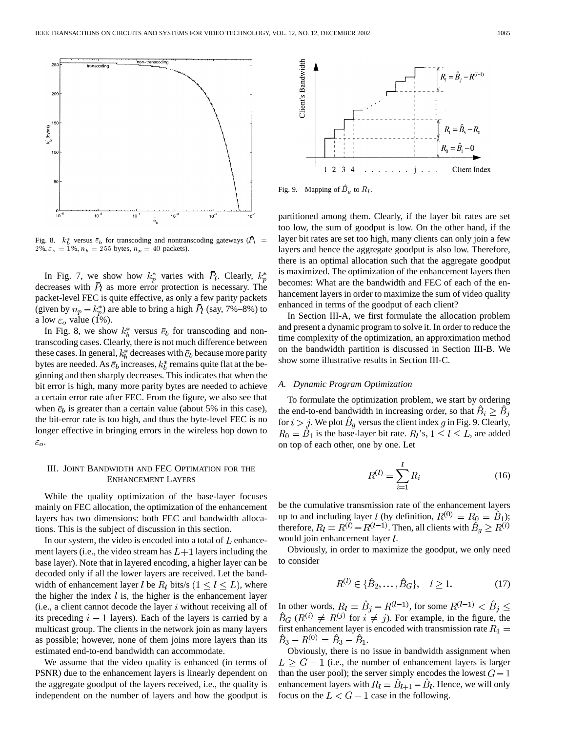Fig. 8. $k_b^*$ versus $\bar{e}_b$ for transcoding and nontranscoding gateways ($\bar{P}_l = 2\%$, $\varepsilon_o = 1\%$, $n_b = 255$ bytes, $n_p = 40$ packets).

In Fig. 7, we show how $k_p^*$ varies with $\bar{P}_l$. Clearly, $k_p^*$ decreases with $\bar{P}_l$ as more error protection is necessary. The packet-level FEC is quite effective, as only a few parity packets (given by $n_p - k_p^*$) are able to bring a high $\bar{P}_l$ (say, 7%–8%) to a low $\varepsilon_o$ value (1%).

In Fig. 8, we show $k_b^*$ versus $\bar{e}_b$ for transcoding and nontranscoding cases. Clearly, there is not much difference between these cases. In general, $k_b^*$ decreases with $\bar{e}_b$ because more parity bytes are needed. As $\bar{e}_b$ increases, $k_b^*$ remains quite flat at the beginning and then sharply decreases. This indicates that when the bit error is high, many more parity bytes are needed to achieve a certain error rate after FEC. From the figure, we also see that when $\bar{e}_b$ is greater than a certain value (about 5% in this case), the bit-error rate is too high, and thus the byte-level FEC is no longer effective in bringing errors in the wireless hop down to $\varepsilon_o$.

## III. Joint Bandwidth and FEC Optimation for the Enhancement Layers

While the quality optimization of the base-layer focuses mainly on FEC allocation, the optimization of the enhancement layers has two dimensions: both FEC and bandwidth allocations. This is the subject of discussion in this section.

In our system, the video is encoded into a total of $L$ enhancement layers (i.e., the video stream has $L+1$ layers including the base layer). Note that in layered encoding, a higher layer can be decoded only if all the lower layers are received. Let the bandwidth of enhancement layer $l$ be $R_l$ bits/s $(1 \leq l \leq L)$, where the higher the index $l$ is, the higher is the enhancement layer (i.e., a client cannot decode the layer $i$ without receiving all of its preceding $i-1$ layers). Each of the layers is carried by a multicast group. The clients in the network join as many layers as possible; however, none of them joins more layers than its estimated end-to-end bandwidth can accommodate.

We assume that the video quality is enhanced (in terms of PSNR) due to the enhancement layers is linearly dependent on the aggregate goodput of the layers received, i.e., the quality is independent on the number of layers and how the goodput is partitioned among them. Clearly, if the layer bit rates are set too low, the sum of goodput is low. On the other hand, if the layer bit rates are set too high, many clients can only join a few layers and hence the aggregate goodput is also low. Therefore, there is an optimal allocation such that the aggregate goodput is maximized. The optimization of the enhancement layers then becomes: What are the bandwidth and FEC of each of the enhancement layers in order to maximize the sum of video quality enhanced in terms of the goodput of each client?

In Section III-A, we first formulate the allocation problem and present a dynamic program to solve it. In order to reduce the time complexity of the optimization, an approximation method on the bandwidth partition is discussed in Section III-B. We show some illustrative results in Section III-C.

Fig. 9. Mapping of $\hat{B}_g$ to $R_l$.

### A. Dynamic Program Optimization

To formulate the optimization problem, we start by ordering the end-to-end bandwidth in increasing order, so that $\hat{B}_i \geq \hat{B}_j$ for $i > j$. We plot $\hat{B}_g$ versus the client index $g$ in Fig. 9. Clearly, $R_0 = \hat{B}_1$ is the base-layer bit rate. $R_l$'s, $1 \leq l \leq L$, are added on top of each other, one by one. Let

$$R^{(l)} = \sum_{i=1}^{l} R_i \tag{16}$$

be the cumulative transmission rate of the enhancement layers up to and including layer $l$ (by definition, $R^{(0)} = R_0 = \hat{B}_1$); therefore, $R_l = R^{(l)} - R^{(l-1)}$. Then, all clients with $\hat{B}_g \geq R^{(l)}$ would join enhancement layer $l$.

Obviously, in order to maximize the goodput, we only need to consider

$$R^{(l)} \in \{\hat{B}_2, \ldots, \hat{B}_G\}, \quad l \geq 1. \tag{17}$$

In other words, $R_l = \hat{B}_j - R^{(l-1)}$, for some $R^{(l-1)} < \hat{B}_j \leq \hat{B}_G$ ($R^{(i)} \neq R^{(j)}$ for $i \neq j$). For example, in the figure, the first enhancement layer is encoded with transmission rate $R_1 = \hat{B}_3 - R^{(0)} = \hat{B}_3 - \hat{B}_1$.

Obviously, there is no issue in bandwidth assignment when $L \geq G-1$ (i.e., the number of enhancement layers is larger than the user pool); the server simply encodes the lowest $G-1$ enhancement layers with $R_l = \hat{B}_{l+1} - \hat{B}_l$. Hence, we will only focus on the $L < G-1$ case in the following.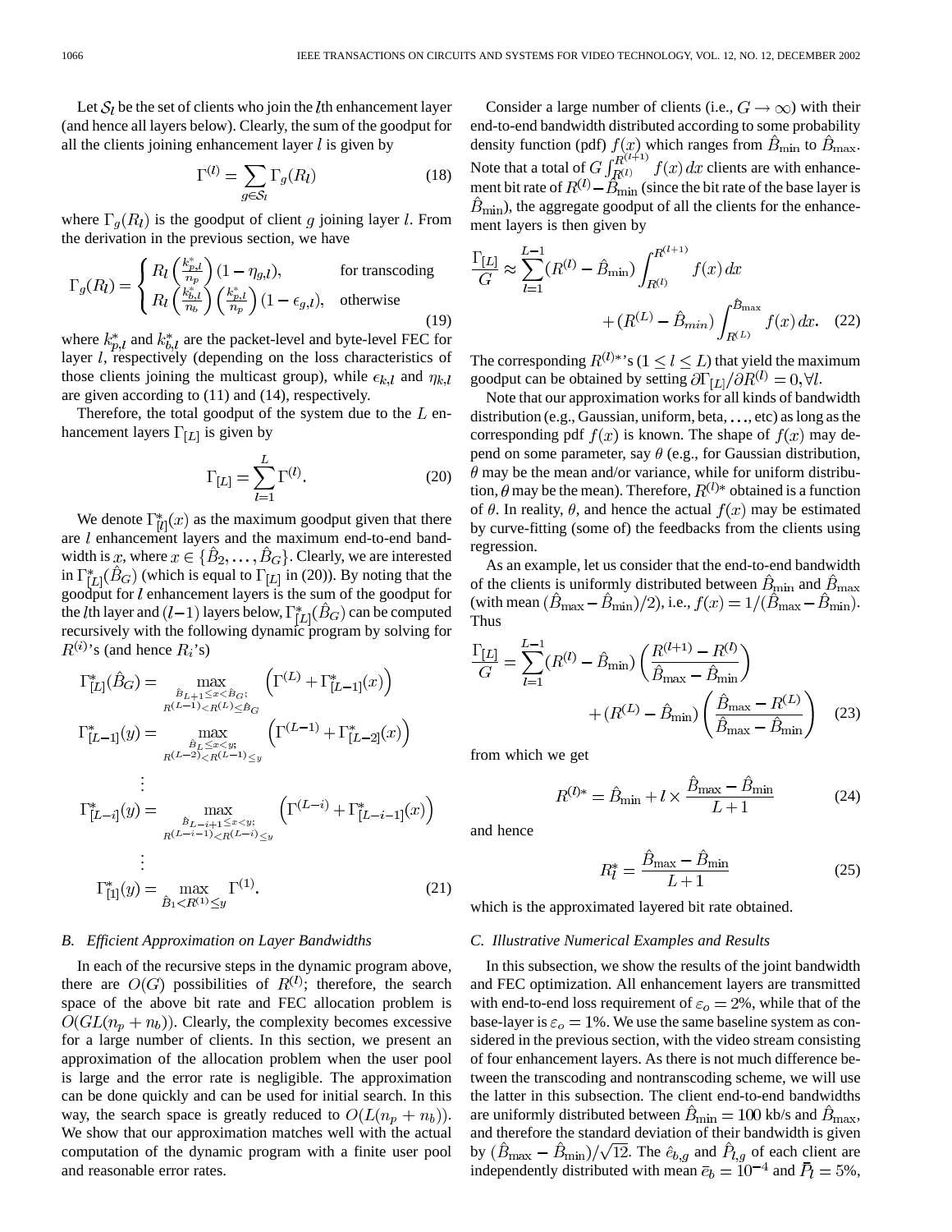Let $\mathcal{S}_l$ be the set of clients who join the $l$th enhancement layer (and hence all layers below). Clearly, the sum of the goodput for all the clients joining enhancement layer $l$ is given by

$$\Gamma^{(l)} = \sum_{g \in \mathcal{S}_l} \Gamma_g(R_l) \tag{18}$$

where $\Gamma_g(R_l)$ is the goodput of client $g$ joining layer $l$. From the derivation in the previous section, we have

$$\Gamma_g(R_l) = \begin{cases} R_l \left(\frac{k^*_{p,l}}{n_p}\right)(1 - \eta_{g,l}), & \text{for transcoding} \\ R_l \left(\frac{k^*_{b,l}}{n_b}\right)\left(\frac{k^*_{p,l}}{n_p}\right)(1 - \epsilon_{g,l}), & \text{otherwise} \end{cases} \tag{19}$$

where $k^*_{p,l}$ and $k^*_{b,l}$ are the packet-level and byte-level FEC for layer $l$, respectively (depending on the loss characteristics of those clients joining the multicast group), while $\epsilon_{k,l}$ and $\eta_{k,l}$ are given according to (11) and (14), respectively.

Therefore, the total goodput of the system due to the $L$ enhancement layers $\Gamma_{[L]}$ is given by

$$\Gamma_{[L]} = \sum_{l=1}^{L} \Gamma^{(l)}. \tag{20}$$

We denote $\Gamma^*_{[l]}(x)$ as the maximum goodput given that there are $l$ enhancement layers and the maximum end-to-end bandwidth is $x$, where $x \in \{\hat{B}_2, \ldots, \hat{B}_G\}$. Clearly, we are interested in $\Gamma^*_{[L]}(\hat{B}_G)$ (which is equal to $\Gamma_{[L]}$ in (20)). By noting that the goodput for $l$ enhancement layers is the sum of the goodput for the $l$th layer and $(l-1)$ layers below, $\Gamma^*_{[L]}(\hat{B}_G)$ can be computed recursively with the following dynamic program by solving for $R^{(i)}$'s (and hence $R_i$'s)

$$\begin{aligned}
\Gamma^*_{[L]}(\hat{B}_G) &= \max_{\substack{\hat{B}_{L+1} \le x < \hat{B}_G; \\ R^{(L-1)} < R^{(L)} \le \hat{B}_G}} \left(\Gamma^{(L)} + \Gamma^*_{[L-1]}(x)\right) \\
\Gamma^*_{[L-1]}(y) &= \max_{\substack{\hat{B}_L \le x < y; \\ R^{(L-2)} < R^{(L-1)} \le y}} \left(\Gamma^{(L-1)} + \Gamma^*_{[L-2]}(x)\right) \\
&\vdots \\
\Gamma^*_{[L-i]}(y) &= \max_{\substack{\hat{B}_{L-i+1} \le x < y; \\ R^{(L-i-1)} < R^{(L-i)} \le y}} \left(\Gamma^{(L-i)} + \Gamma^*_{[L-i-1]}(x)\right) \\
&\vdots \\
\Gamma^*_{[1]}(y) &= \max_{\hat{B}_1 < R^{(1)} \le y} \Gamma^{(1)}.
\end{aligned} \tag{21}$$

### B. Efficient Approximation on Layer Bandwidths

In each of the recursive steps in the dynamic program above, there are $O(G)$ possibilities of $R^{(l)}$; therefore, the search space of the above bit rate and FEC allocation problem is $O(GL(n_p + n_b))$. Clearly, the complexity becomes excessive for a large number of clients. In this section, we present an approximation of the allocation problem when the user pool is large and the error rate is negligible. The approximation can be done quickly and can be used for initial search. In this way, the search space is greatly reduced to $O(L(n_p + n_b))$. We show that our approximation matches well with the actual computation of the dynamic program with a finite user pool and reasonable error rates.

Consider a large number of clients (i.e., $G \to \infty$) with their end-to-end bandwidth distributed according to some probability density function (pdf) $f(x)$ which ranges from $\hat{B}_{\min}$ to $\hat{B}_{\max}$. Note that a total of $G \int_{R^{(l)}}^{R^{(l+1)}} f(x)\,dx$ clients are with enhancement bit rate of $R^{(l)} - \hat{B}_{\min}$ (since the bit rate of the base layer is $\hat{B}_{\min}$), the aggregate goodput of all the clients for the enhancement layers is then given by

$$\frac{\Gamma_{[L]}}{G} \approx \sum_{l=1}^{L-1} (R^{(l)} - \hat{B}_{\min}) \int_{R^{(l)}}^{R^{(l+1)}} f(x)\,dx + (R^{(L)} - \hat{B}_{min}) \int_{R^{(L)}}^{\hat{B}_{\max}} f(x)\,dx. \tag{22}$$

The corresponding $R^{(l)*}$'s $(1 \le l \le L)$ that yield the maximum goodput can be obtained by setting $\partial \Gamma_{[L]} / \partial R^{(l)} = 0, \forall l$.

Note that our approximation works for all kinds of bandwidth distribution (e.g., Gaussian, uniform, beta, $\ldots$, etc) as long as the corresponding pdf $f(x)$ is known. The shape of $f(x)$ may depend on some parameter, say $\theta$ (e.g., for Gaussian distribution, $\theta$ may be the mean and/or variance, while for uniform distribution, $\theta$ may be the mean). Therefore, $R^{(l)*}$ obtained is a function of $\theta$. In reality, $\theta$, and hence the actual $f(x)$ may be estimated by curve-fitting (some of) the feedbacks from the clients using regression.

As an example, let us consider that the end-to-end bandwidth of the clients is uniformly distributed between $\hat{B}_{\min}$ and $\hat{B}_{\max}$ (with mean $(\hat{B}_{\max} - \hat{B}_{\min})/2$), i.e., $f(x) = 1/(\hat{B}_{\max} - \hat{B}_{\min})$. Thus

$$\frac{\Gamma_{[L]}}{G} = \sum_{l=1}^{L-1} (R^{(l)} - \hat{B}_{\min}) \left(\frac{R^{(l+1)} - R^{(l)}}{\hat{B}_{\max} - \hat{B}_{\min}}\right) + (R^{(L)} - \hat{B}_{\min}) \left(\frac{\hat{B}_{\max} - R^{(L)}}{\hat{B}_{\max} - \hat{B}_{\min}}\right) \tag{23}$$

from which we get

$$R^{(l)*} = \hat{B}_{\min} + l \times \frac{\hat{B}_{\max} - \hat{B}_{\min}}{L+1} \tag{24}$$

and hence

$$R^*_l = \frac{\hat{B}_{\max} - \hat{B}_{\min}}{L+1} \tag{25}$$

which is the approximated layered bit rate obtained.

### C. Illustrative Numerical Examples and Results

In this subsection, we show the results of the joint bandwidth and FEC optimization. All enhancement layers are transmitted with end-to-end loss requirement of $\varepsilon_o = 2\%$, while that of the base-layer is $\varepsilon_o = 1\%$. We use the same baseline system as considered in the previous section, with the video stream consisting of four enhancement layers. As there is not much difference between the transcoding and nontranscoding scheme, we will use the latter in this subsection. The client end-to-end bandwidths are uniformly distributed between $\hat{B}_{\min} = 100$ kb/s and $\hat{B}_{\max}$, and therefore the standard deviation of their bandwidth is given by $(\hat{B}_{\max} - \hat{B}_{\min})/\sqrt{12}$. The $\hat{e}_{b,g}$ and $\hat{P}_{l,g}$ of each client are independently distributed with mean $\bar{e}_b = 10^{-4}$ and $\bar{P}_l = 5\%$,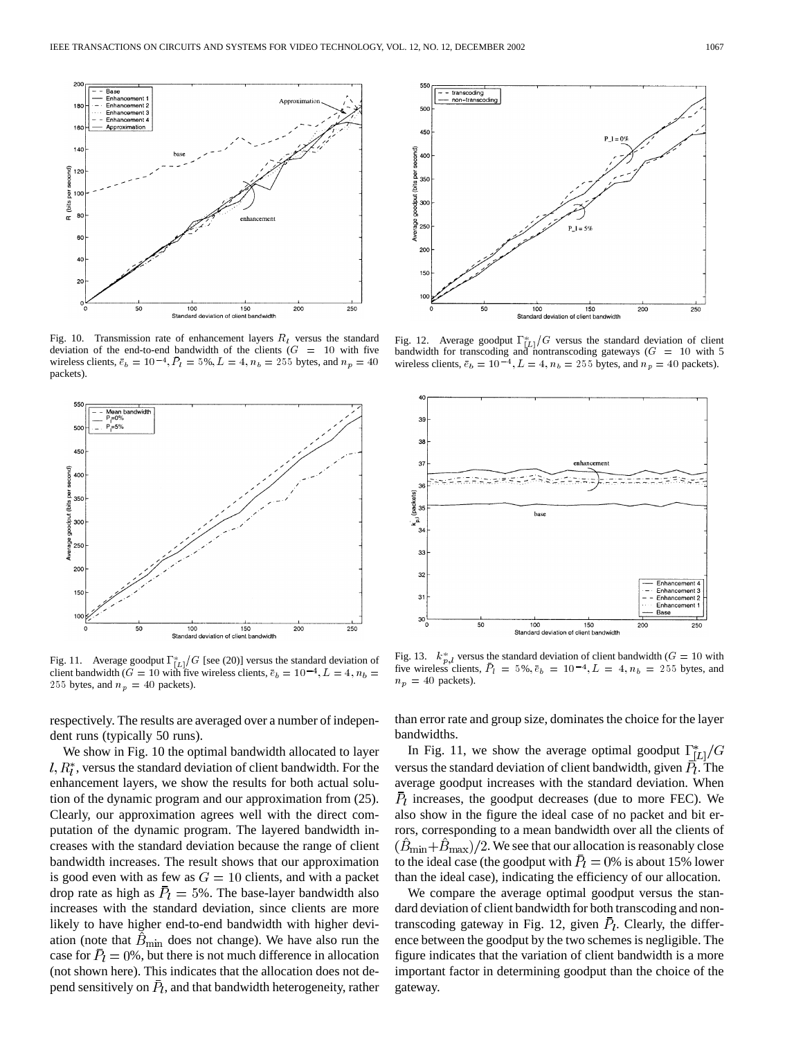Fig. 10. Transmission rate of enhancement layers $R_l$ versus the standard deviation of the end-to-end bandwidth of the clients ($G = 10$ with five wireless clients, $\bar{e}_b = 10^{-4}$, $\bar{P}_l = 5\%$, $L = 4$, $n_b = 255$ bytes, and $n_p = 40$ packets).

Fig. 11. Average goodput $\Gamma^*_{[L]}/G$ [see (20)] versus the standard deviation of client bandwidth ($G = 10$ with five wireless clients, $\bar{e}_b = 10^{-4}$, $L = 4$, $n_b = 255$ bytes, and $n_p = 40$ packets).

respectively. The results are averaged over a number of independent runs (typically 50 runs).

We show in Fig. 10 the optimal bandwidth allocated to layer $l$, $R^*_l$, versus the standard deviation of client bandwidth. For the enhancement layers, we show the results for both actual solution of the dynamic program and our approximation from (25). Clearly, our approximation agrees well with the direct computation of the dynamic program. The layered bandwidth increases with the standard deviation because the range of client bandwidth increases. The result shows that our approximation is good even with as few as $G = 10$ clients, and with a packet drop rate as high as $\bar{P}_l = 5\%$. The base-layer bandwidth also increases with the standard deviation, since clients are more likely to have higher end-to-end bandwidth with higher deviation (note that $\hat{B}_{\min}$ does not change). We have also run the case for $\bar{P}_l = 0\%$, but there is not much difference in allocation (not shown here). This indicates that the allocation does not depend sensitively on $\bar{P}_l$, and that bandwidth heterogeneity, rather than error rate and group size, dominates the choice for the layer bandwidths.

In Fig. 11, we show the average optimal goodput $\Gamma^*_{[L]}/G$ versus the standard deviation of client bandwidth, given $\bar{P}_l$. The average goodput increases with the standard deviation. When $\bar{P}_l$ increases, the goodput decreases (due to more FEC). We also show in the figure the ideal case of no packet and bit errors, corresponding to a mean bandwidth over all the clients of $(\hat{B}_{\min}+\hat{B}_{\max})/2$. We see that our allocation is reasonably close to the ideal case (the goodput with $\bar{P}_l = 0\%$ is about 15% lower than the ideal case), indicating the efficiency of our allocation.

We compare the average optimal goodput versus the standard deviation of client bandwidth for both transcoding and nontranscoding gateway in Fig. 12, given $\bar{P}_l$. Clearly, the difference between the goodput by the two schemes is negligible. The figure indicates that the variation of client bandwidth is a more important factor in determining goodput than the choice of the gateway.

Fig. 12. Average goodput $\Gamma^*_{[L]}/G$ versus the standard deviation of client bandwidth for transcoding and nontranscoding gateways ($G = 10$ with 5 wireless clients, $\bar{e}_b = 10^{-4}$, $L = 4$, $n_b = 255$ bytes, and $n_p = 40$ packets).

Fig. 13. $k^*_{p,l}$ versus the standard deviation of client bandwidth ($G = 10$ with five wireless clients, $\bar{P}_l = 5\%$, $\bar{e}_b = 10^{-4}$, $L = 4$, $n_b = 255$ bytes, and $n_p = 40$ packets).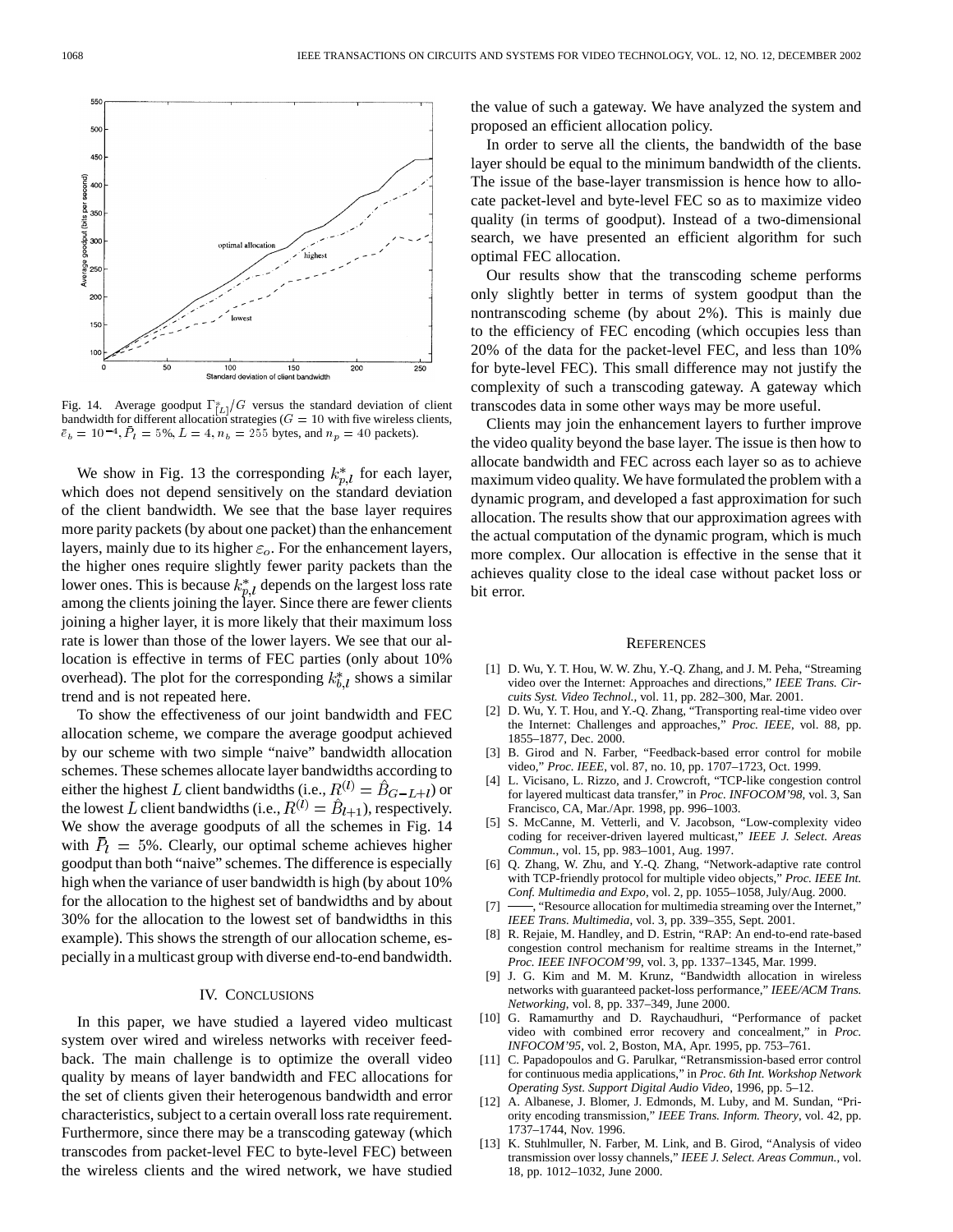550
500
450
400
350
300
250
200
150
100
Average goodput (bits per second)
0
50
100
150
200
250
Standard deviation of client bandwidth
optimal allocation
highest
lowest

Fig. 14. Average goodput $\Gamma^*_{[L]}/G$ versus the standard deviation of client bandwidth for different allocation strategies ($G = 10$ with five wireless clients, $\bar{\varepsilon}_b = 10^{-4}$, $\bar{P}_l = 5\%$, $L = 4$, $n_b = 255$ bytes, and $n_p = 40$ packets).

We show in Fig. 13 the corresponding $k^*_{p,l}$ for each layer, which does not depend sensitively on the standard deviation of the client bandwidth. We see that the base layer requires more parity packets (by about one packet) than the enhancement layers, mainly due to its higher $\varepsilon_o$. For the enhancement layers, the higher ones require slightly fewer parity packets than the lower ones. This is because $k^*_{p,l}$ depends on the largest loss rate among the clients joining the layer. Since there are fewer clients joining a higher layer, it is more likely that their maximum loss rate is lower than those of the lower layers. We see that our allocation is effective in terms of FEC parties (only about 10% overhead). The plot for the corresponding $k^*_{b,l}$ shows a similar trend and is not repeated here.

To show the effectiveness of our joint bandwidth and FEC allocation scheme, we compare the average goodput achieved by our scheme with two simple "naive" bandwidth allocation schemes. These schemes allocate layer bandwidths according to either the highest $L$ client bandwidths (i.e., $R^{(l)} = \hat{B}_{G-L+l}$) or the lowest $L$ client bandwidths (i.e., $R^{(l)} = \hat{B}_{l+1}$), respectively. We show the average goodputs of all the schemes in Fig. 14 with $\bar{P}_l = 5\%$. Clearly, our optimal scheme achieves higher goodput than both "naive" schemes. The difference is especially high when the variance of user bandwidth is high (by about 10% for the allocation to the highest set of bandwidths and by about 30% for the allocation to the lowest set of bandwidths in this example). This shows the strength of our allocation scheme, especially in a multicast group with diverse end-to-end bandwidth.

## IV. Conclusions

In this paper, we have studied a layered video multicast system over wired and wireless networks with receiver feedback. The main challenge is to optimize the overall video quality by means of layer bandwidth and FEC allocations for the set of clients given their heterogenous bandwidth and error characteristics, subject to a certain overall loss rate requirement. Furthermore, since there may be a transcoding gateway (which transcodes from packet-level FEC to byte-level FEC) between the wireless clients and the wired network, we have studied the value of such a gateway. We have analyzed the system and proposed an efficient allocation policy.

In order to serve all the clients, the bandwidth of the base layer should be equal to the minimum bandwidth of the clients. The issue of the base-layer transmission is hence how to allocate packet-level and byte-level FEC so as to maximize video quality (in terms of goodput). Instead of a two-dimensional search, we have presented an efficient algorithm for such optimal FEC allocation.

Our results show that the transcoding scheme performs only slightly better in terms of system goodput than the nontranscoding scheme (by about 2%). This is mainly due to the efficiency of FEC encoding (which occupies less than 20% of the data for the packet-level FEC, and less than 10% for byte-level FEC). This small difference may not justify the complexity of such a transcoding gateway. A gateway which transcodes data in some other ways may be more useful.

Clients may join the enhancement layers to further improve the video quality beyond the base layer. The issue is then how to allocate bandwidth and FEC across each layer so as to achieve maximum video quality. We have formulated the problem with a dynamic program, and developed a fast approximation for such allocation. The results show that our approximation agrees with the actual computation of the dynamic program, which is much more complex. Our allocation is effective in the sense that it achieves quality close to the ideal case without packet loss or bit error.

## References

[1] D. Wu, Y. T. Hou, W. W. Zhu, Y.-Q. Zhang, and J. M. Peha, "Streaming video over the Internet: Approaches and directions," *IEEE Trans. Circuits Syst. Video Technol.*, vol. 11, pp. 282–300, Mar. 2001.

[2] D. Wu, Y. T. Hou, and Y.-Q. Zhang, "Transporting real-time video over the Internet: Challenges and approaches," *Proc. IEEE*, vol. 88, pp. 1855–1877, Dec. 2000.

[3] B. Girod and N. Farber, "Feedback-based error control for mobile video," *Proc. IEEE*, vol. 87, no. 10, pp. 1707–1723, Oct. 1999.

[4] L. Vicisano, L. Rizzo, and J. Crowcroft, "TCP-like congestion control for layered multicast data transfer," in *Proc. INFOCOM'98*, vol. 3, San Francisco, CA, Mar./Apr. 1998, pp. 996–1003.

[5] S. McCanne, M. Vetterli, and V. Jacobson, "Low-complexity video coding for receiver-driven layered multicast," *IEEE J. Select. Areas Commun.*, vol. 15, pp. 983–1001, Aug. 1997.

[6] Q. Zhang, W. Zhu, and Y.-Q. Zhang, "Network-adaptive rate control with TCP-friendly protocol for multiple video objects," *Proc. IEEE Int. Conf. Multimedia and Expo*, vol. 2, pp. 1055–1058, July/Aug. 2000.

[7] ——, "Resource allocation for multimedia streaming over the Internet," *IEEE Trans. Multimedia*, vol. 3, pp. 339–355, Sept. 2001.

[8] R. Rejaie, M. Handley, and D. Estrin, "RAP: An end-to-end rate-based congestion control mechanism for realtime streams in the Internet," *Proc. IEEE INFOCOM'99*, vol. 3, pp. 1337–1345, Mar. 1999.

[9] J. G. Kim and M. M. Krunz, "Bandwidth allocation in wireless networks with guaranteed packet-loss performance," *IEEE/ACM Trans. Networking*, vol. 8, pp. 337–349, June 2000.

[10] G. Ramamurthy and D. Raychaudhuri, "Performance of packet video with combined error recovery and concealment," in *Proc. INFOCOM'95*, vol. 2, Boston, MA, Apr. 1995, pp. 753–761.

[11] C. Papadopoulos and G. Parulkar, "Retransmission-based error control for continuous media applications," in *Proc. 6th Int. Workshop Network Operating Syst. Support Digital Audio Video*, 1996, pp. 5–12.

[12] A. Albanese, J. Blomer, J. Edmonds, M. Luby, and M. Sundan, "Priority encoding transmission," *IEEE Trans. Inform. Theory*, vol. 42, pp. 1737–1744, Nov. 1996.

[13] K. Stuhlmuller, N. Farber, M. Link, and B. Girod, "Analysis of video transmission over lossy channels," *IEEE J. Select. Areas Commun.*, vol. 18, pp. 1012–1032, June 2000.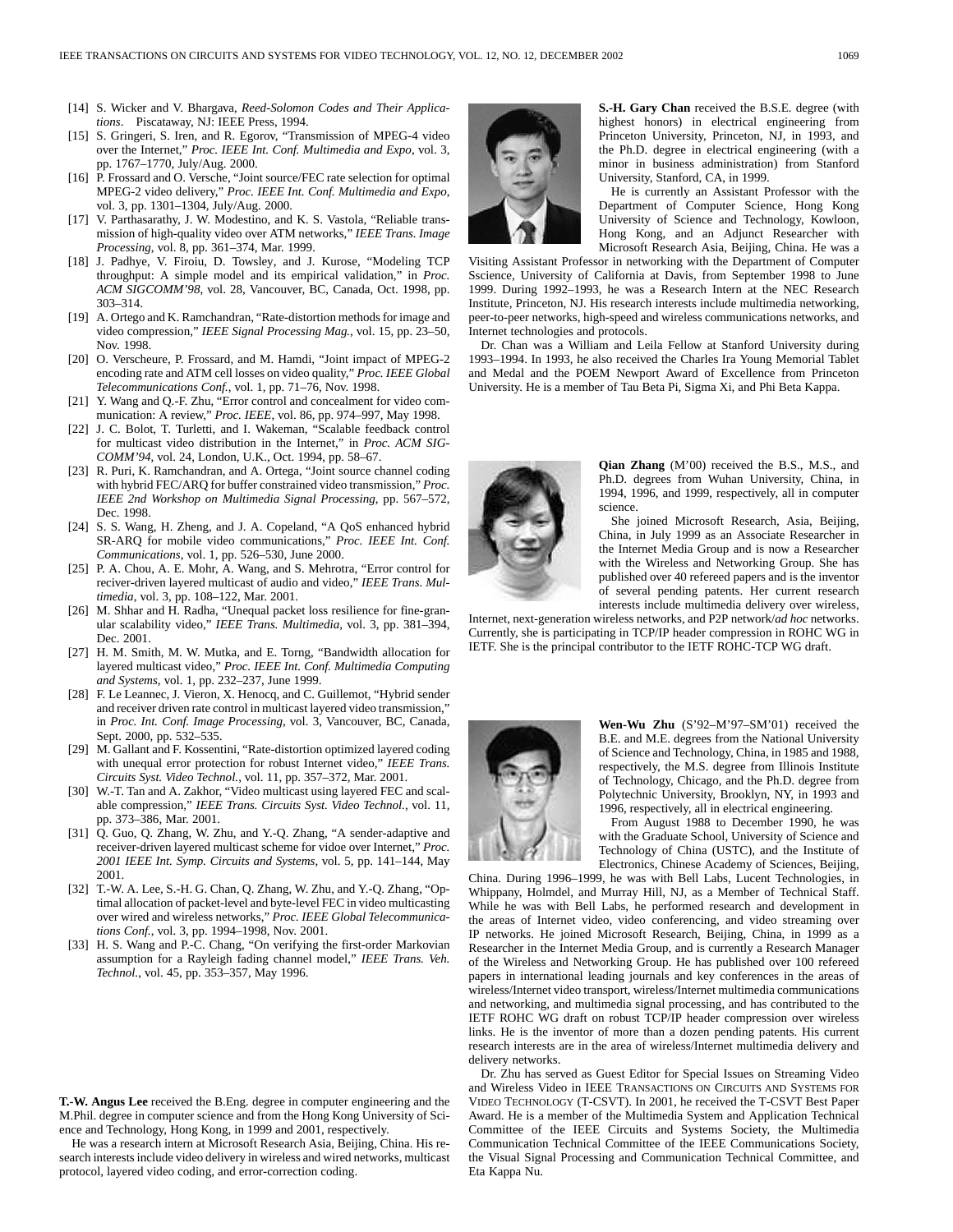[14] S. Wicker and V. Bhargava, *Reed-Solomon Codes and Their Applications*. Piscataway, NJ: IEEE Press, 1994.

[15] S. Gringeri, S. Iren, and R. Egorov, "Transmission of MPEG-4 video over the Internet," *Proc. IEEE Int. Conf. Multimedia and Expo*, vol. 3, pp. 1767–1770, July/Aug. 2000.

[16] P. Frossard and O. Versche, "Joint source/FEC rate selection for optimal MPEG-2 video delivery," *Proc. IEEE Int. Conf. Multimedia and Expo*, vol. 3, pp. 1301–1304, July/Aug. 2000.

[17] V. Parthasarathy, J. W. Modestino, and K. S. Vastola, "Reliable transmission of high-quality video over ATM networks," *IEEE Trans. Image Processing*, vol. 8, pp. 361–374, Mar. 1999.

[18] J. Padhye, V. Firoiu, D. Towsley, and J. Kurose, "Modeling TCP throughput: A simple model and its empirical validation," in *Proc. ACM SIGCOMM'98*, vol. 28, Vancouver, BC, Canada, Oct. 1998, pp. 303–314.

[19] A. Ortego and K. Ramchandran, "Rate-distortion methods for image and video compression," *IEEE Signal Processing Mag.*, vol. 15, pp. 23–50, Nov. 1998.

[20] O. Verscheure, P. Frossard, and M. Hamdi, "Joint impact of MPEG-2 encoding rate and ATM cell losses on video quality," *Proc. IEEE Global Telecommunications Conf.*, vol. 1, pp. 71–76, Nov. 1998.

[21] Y. Wang and Q.-F. Zhu, "Error control and concealment for video communication: A review," *Proc. IEEE*, vol. 86, pp. 974–997, May 1998.

[22] J. C. Bolot, T. Turletti, and I. Wakeman, "Scalable feedback control for multicast video distribution in the Internet," in *Proc. ACM SIGCOMM'94*, vol. 24, London, U.K., Oct. 1994, pp. 58–67.

[23] R. Puri, K. Ramchandran, and A. Ortega, "Joint source channel coding with hybrid FEC/ARQ for buffer constrained video transmission," *Proc. IEEE 2nd Workshop on Multimedia Signal Processing*, pp. 567–572, Dec. 1998.

[24] S. S. Wang, H. Zheng, and J. A. Copeland, "A QoS enhanced hybrid SR-ARQ for mobile video communications," *Proc. IEEE Int. Conf. Communications*, vol. 1, pp. 526–530, June 2000.

[25] P. A. Chou, A. E. Mohr, A. Wang, and S. Mehrotra, "Error control for reciver-driven layered multicast of audio and video," *IEEE Trans. Multimedia*, vol. 3, pp. 108–122, Mar. 2001.

[26] M. Shhar and H. Radha, "Unequal packet loss resilience for fine-granular scalability video," *IEEE Trans. Multimedia*, vol. 3, pp. 381–394, Dec. 2001.

[27] H. M. Smith, M. W. Mutka, and E. Torng, "Bandwidth allocation for layered multicast video," *Proc. IEEE Int. Conf. Multimedia Computing and Systems*, vol. 1, pp. 232–237, June 1999.

[28] F. Le Leannec, J. Vieron, X. Henocq, and C. Guillemot, "Hybrid sender and receiver driven rate control in multicast layered video transmission," in *Proc. Int. Conf. Image Processing*, vol. 3, Vancouver, BC, Canada, Sept. 2000, pp. 532–535.

[29] M. Gallant and F. Kossentini, "Rate-distortion optimized layered coding with unequal error protection for robust Internet video," *IEEE Trans. Circuits Syst. Video Technol.*, vol. 11, pp. 357–372, Mar. 2001.

[30] W.-T. Tan and A. Zakhor, "Video multicast using layered FEC and scalable compression," *IEEE Trans. Circuits Syst. Video Technol.*, vol. 11, pp. 373–386, Mar. 2001.

[31] Q. Guo, Q. Zhang, W. Zhu, and Y.-Q. Zhang, "A sender-adaptive and receiver-driven layered multicast scheme for vidoe over Internet," *Proc. 2001 IEEE Int. Symp. Circuits and Systems*, vol. 5, pp. 141–144, May 2001.

[32] T.-W. A. Lee, S.-H. G. Chan, Q. Zhang, W. Zhu, and Y.-Q. Zhang, "Optimal allocation of packet-level and byte-level FEC in video multicasting over wired and wireless networks," *Proc. IEEE Global Telecommunications Conf.*, vol. 3, pp. 1994–1998, Nov. 2001.

[33] H. S. Wang and P.-C. Chang, "On verifying the first-order Markovian assumption for a Rayleigh fading channel model," *IEEE Trans. Veh. Technol.*, vol. 45, pp. 353–357, May 1996.

**T.-W. Angus Lee** received the B.Eng. degree in computer engineering and the M.Phil. degree in computer science and from the Hong Kong University of Science and Technology, Hong Kong, in 1999 and 2001, respectively.

He was a research intern at Microsoft Research Asia, Beijing, China. His research interests include video delivery in wireless and wired networks, multicast protocol, layered video coding, and error-correction coding.

**S.-H. Gary Chan** received the B.S.E. degree (with highest honors) in electrical engineering from Princeton University, Princeton, NJ, in 1993, and the Ph.D. degree in electrical engineering (with a minor in business administration) from Stanford University, Stanford, CA, in 1999.

He is currently an Assistant Professor with the Department of Computer Science, Hong Kong University of Science and Technology, Kowloon, Hong Kong, and an Adjunct Researcher with Microsoft Research Asia, Beijing, China. He was a Visiting Assistant Professor in networking with the Department of Computer Sscience, University of California at Davis, from September 1998 to June 1999. During 1992–1993, he was a Research Intern at the NEC Research Institute, Princeton, NJ. His research interests include multimedia networking, peer-to-peer networks, high-speed and wireless communications networks, and Internet technologies and protocols.

Dr. Chan was a William and Leila Fellow at Stanford University during 1993–1994. In 1993, he also received the Charles Ira Young Memorial Tablet and Medal and the POEM Newport Award of Excellence from Princeton University. He is a member of Tau Beta Pi, Sigma Xi, and Phi Beta Kappa.

**Qian Zhang** (M'00) received the B.S., M.S., and Ph.D. degrees from Wuhan University, China, in 1994, 1996, and 1999, respectively, all in computer science.

She joined Microsoft Research, Asia, Beijing, China, in July 1999 as an Associate Researcher in the Internet Media Group and is now a Researcher with the Wireless and Networking Group. She has published over 40 refereed papers and is the inventor of several pending patents. Her current research interests include multimedia delivery over wireless, Internet, next-generation wireless networks, and P2P network/*ad hoc* networks. Currently, she is participating in TCP/IP header compression in ROHC WG in IETF. She is the principal contributor to the IETF ROHC-TCP WG draft.

**Wen-Wu Zhu** (S'92–M'97–SM'01) received the B.E. and M.E. degrees from the National University of Science and Technology, China, in 1985 and 1988, respectively, the M.S. degree from Illinois Institute of Technology, Chicago, and the Ph.D. degree from Polytechnic University, Brooklyn, NY, in 1993 and 1996, respectively, all in electrical engineering.

From August 1988 to December 1990, he was with the Graduate School, University of Science and Technology of China (USTC), and the Institute of Electronics, Chinese Academy of Sciences, Beijing, China. During 1996–1999, he was with Bell Labs, Lucent Technologies, in Whippany, Holmdel, and Murray Hill, NJ, as a Member of Technical Staff. While he was with Bell Labs, he performed research and development in the areas of Internet video, video conferencing, and video streaming over IP networks. He joined Microsoft Research, Beijing, China, in 1999 as a Researcher in the Internet Media Group, and is currently a Research Manager of the Wireless and Networking Group. He has published over 100 refereed papers in international leading journals and key conferences in the areas of wireless/Internet video transport, wireless/Internet multimedia communications and networking, and multimedia signal processing, and has contributed to the IETF ROHC WG draft on robust TCP/IP header compression over wireless links. He is the inventor of more than a dozen pending patents. His current research interests are in the area of wireless/Internet multimedia delivery and delivery networks.

Dr. Zhu has served as Guest Editor for Special Issues on Streaming Video and Wireless Video in IEEE TRANSACTIONS ON CIRCUITS AND SYSTEMS FOR VIDEO TECHNOLOGY (T-CSVT). In 2001, he received the T-CSVT Best Paper Award. He is a member of the Multimedia System and Application Technical Committee of the IEEE Circuits and Systems Society, the Multimedia Communication Technical Committee of the IEEE Communications Society, the Visual Signal Processing and Communication Technical Committee, and Eta Kappa Nu.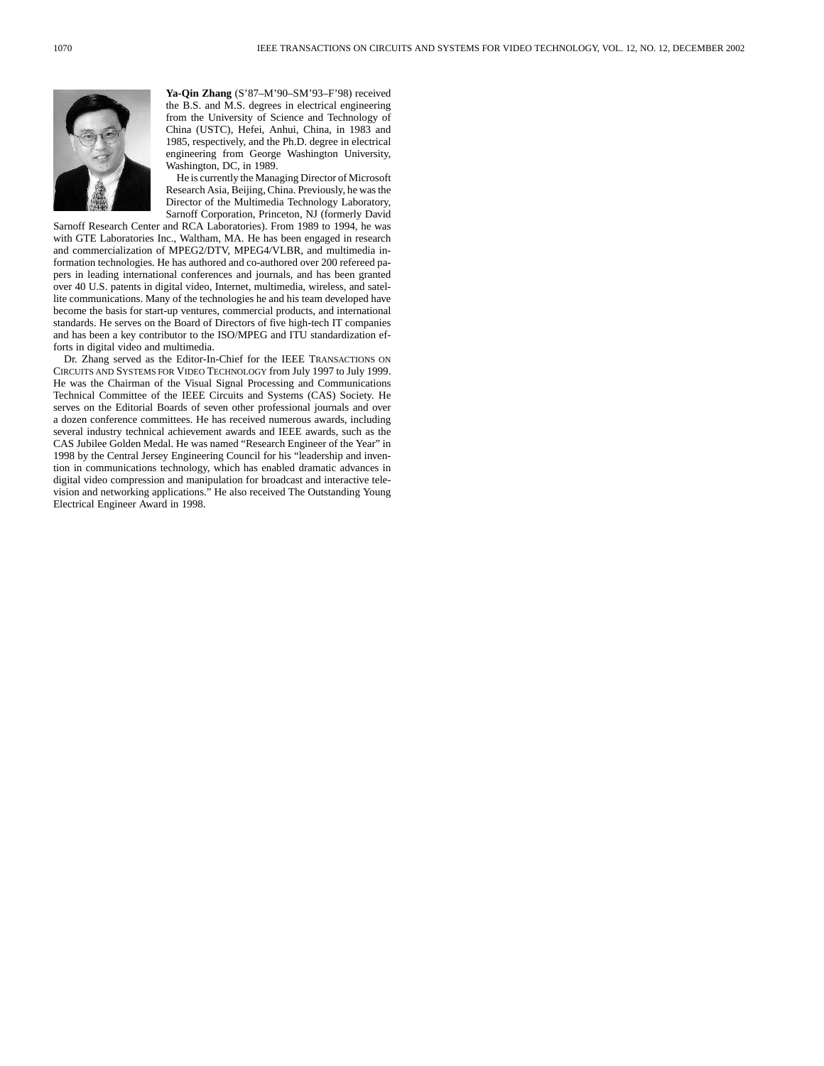**Ya-Qin Zhang** (S'87–M'90–SM'93–F'98) received the B.S. and M.S. degrees in electrical engineering from the University of Science and Technology of China (USTC), Hefei, Anhui, China, in 1983 and 1985, respectively, and the Ph.D. degree in electrical engineering from George Washington University, Washington, DC, in 1989.

He is currently the Managing Director of Microsoft Research Asia, Beijing, China. Previously, he was the Director of the Multimedia Technology Laboratory, Sarnoff Corporation, Princeton, NJ (formerly David Sarnoff Research Center and RCA Laboratories). From 1989 to 1994, he was with GTE Laboratories Inc., Waltham, MA. He has been engaged in research and commercialization of MPEG2/DTV, MPEG4/VLBR, and multimedia information technologies. He has authored and co-authored over 200 refereed papers in leading international conferences and journals, and has been granted over 40 U.S. patents in digital video, Internet, multimedia, wireless, and satellite communications. Many of the technologies he and his team developed have become the basis for start-up ventures, commercial products, and international standards. He serves on the Board of Directors of five high-tech IT companies and has been a key contributor to the ISO/MPEG and ITU standardization efforts in digital video and multimedia.

Dr. Zhang served as the Editor-In-Chief for the IEEE TRANSACTIONS ON CIRCUITS AND SYSTEMS FOR VIDEO TECHNOLOGY from July 1997 to July 1999. He was the Chairman of the Visual Signal Processing and Communications Technical Committee of the IEEE Circuits and Systems (CAS) Society. He serves on the Editorial Boards of seven other professional journals and over a dozen conference committees. He has received numerous awards, including several industry technical achievement awards and IEEE awards, such as the CAS Jubilee Golden Medal. He was named "Research Engineer of the Year" in 1998 by the Central Jersey Engineering Council for his "leadership and invention in communications technology, which has enabled dramatic advances in digital video compression and manipulation for broadcast and interactive television and networking applications." He also received The Outstanding Young Electrical Engineer Award in 1998.